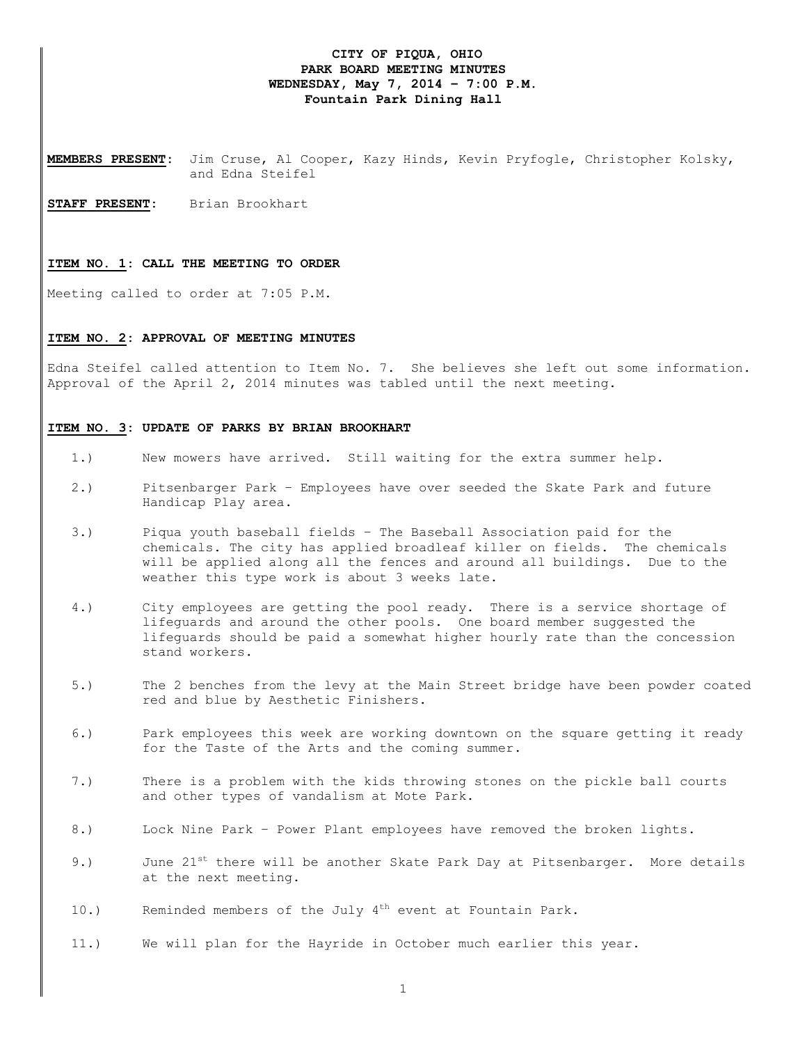**CITY OF PIQUA, OHIO**
**PARK BOARD MEETING MINUTES**
**WEDNESDAY, May 7, 2014 – 7:00 P.M.**
**Fountain Park Dining Hall**

**MEMBERS PRESENT**: Jim Cruse, Al Cooper, Kazy Hinds, Kevin Pryfogle, Christopher Kolsky, and Edna Steifel

**STAFF PRESENT**: Brian Brookhart

**ITEM NO. 1: CALL THE MEETING TO ORDER**

Meeting called to order at 7:05 P.M.

**ITEM NO. 2: APPROVAL OF MEETING MINUTES**

Edna Steifel called attention to Item No. 7. She believes she left out some information. Approval of the April 2, 2014 minutes was tabled until the next meeting.

**ITEM NO. 3: UPDATE OF PARKS BY BRIAN BROOKHART**

1.) New mowers have arrived. Still waiting for the extra summer help.

2.) Pitsenbarger Park – Employees have over seeded the Skate Park and future Handicap Play area.

3.) Piqua youth baseball fields – The Baseball Association paid for the chemicals. The city has applied broadleaf killer on fields. The chemicals will be applied along all the fences and around all buildings. Due to the weather this type work is about 3 weeks late.

4.) City employees are getting the pool ready. There is a service shortage of lifeguards and around the other pools. One board member suggested the lifeguards should be paid a somewhat higher hourly rate than the concession stand workers.

5.) The 2 benches from the levy at the Main Street bridge have been powder coated red and blue by Aesthetic Finishers.

6.) Park employees this week are working downtown on the square getting it ready for the Taste of the Arts and the coming summer.

7.) There is a problem with the kids throwing stones on the pickle ball courts and other types of vandalism at Mote Park.

8.) Lock Nine Park – Power Plant employees have removed the broken lights.

9.) June 21st there will be another Skate Park Day at Pitsenbarger. More details at the next meeting.

10.) Reminded members of the July 4th event at Fountain Park.

11.) We will plan for the Hayride in October much earlier this year.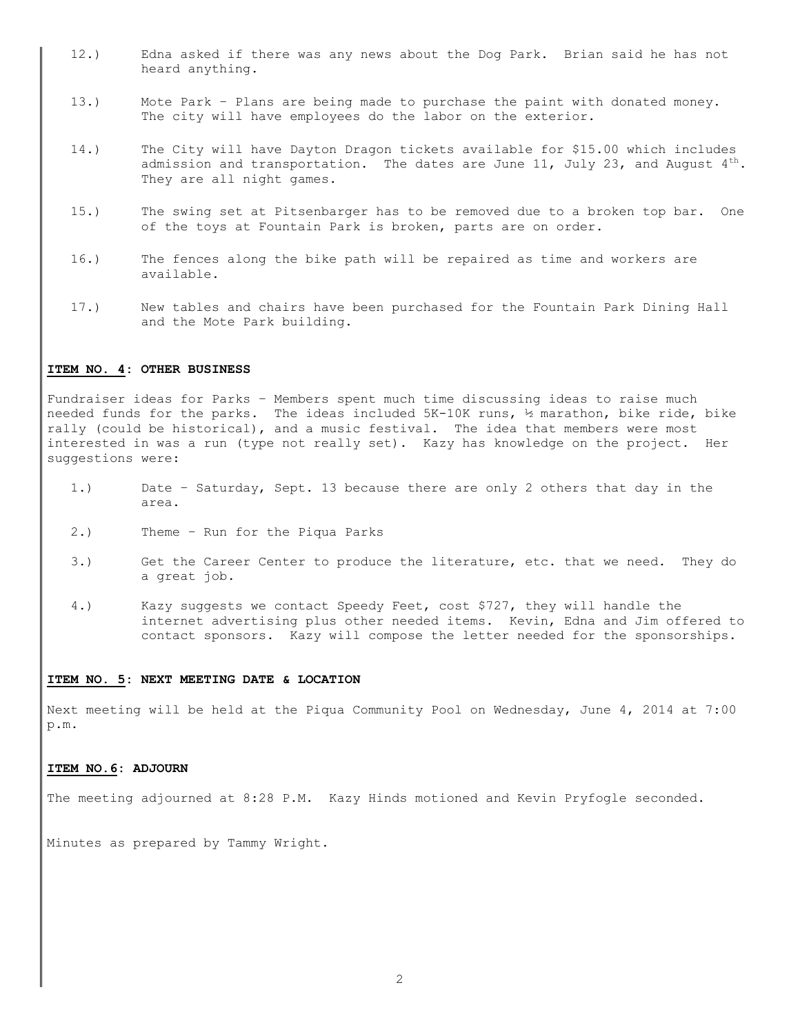12.) Edna asked if there was any news about the Dog Park. Brian said he has not heard anything.

13.) Mote Park – Plans are being made to purchase the paint with donated money. The city will have employees do the labor on the exterior.

14.) The City will have Dayton Dragon tickets available for $15.00 which includes admission and transportation. The dates are June 11, July 23, and August 4th. They are all night games.

15.) The swing set at Pitsenbarger has to be removed due to a broken top bar. One of the toys at Fountain Park is broken, parts are on order.

16.) The fences along the bike path will be repaired as time and workers are available.

17.) New tables and chairs have been purchased for the Fountain Park Dining Hall and the Mote Park building.

**ITEM NO. 4: OTHER BUSINESS**

Fundraiser ideas for Parks – Members spent much time discussing ideas to raise much needed funds for the parks. The ideas included 5K-10K runs, ½ marathon, bike ride, bike rally (could be historical), and a music festival. The idea that members were most interested in was a run (type not really set). Kazy has knowledge on the project. Her suggestions were:

1.) Date – Saturday, Sept. 13 because there are only 2 others that day in the area.

2.) Theme – Run for the Piqua Parks

3.) Get the Career Center to produce the literature, etc. that we need. They do a great job.

4.) Kazy suggests we contact Speedy Feet, cost $727, they will handle the internet advertising plus other needed items. Kevin, Edna and Jim offered to contact sponsors. Kazy will compose the letter needed for the sponsorships.

**ITEM NO. 5: NEXT MEETING DATE & LOCATION**

Next meeting will be held at the Piqua Community Pool on Wednesday, June 4, 2014 at 7:00 p.m.

**ITEM NO.6: ADJOURN**

The meeting adjourned at 8:28 P.M. Kazy Hinds motioned and Kevin Pryfogle seconded.

Minutes as prepared by Tammy Wright.